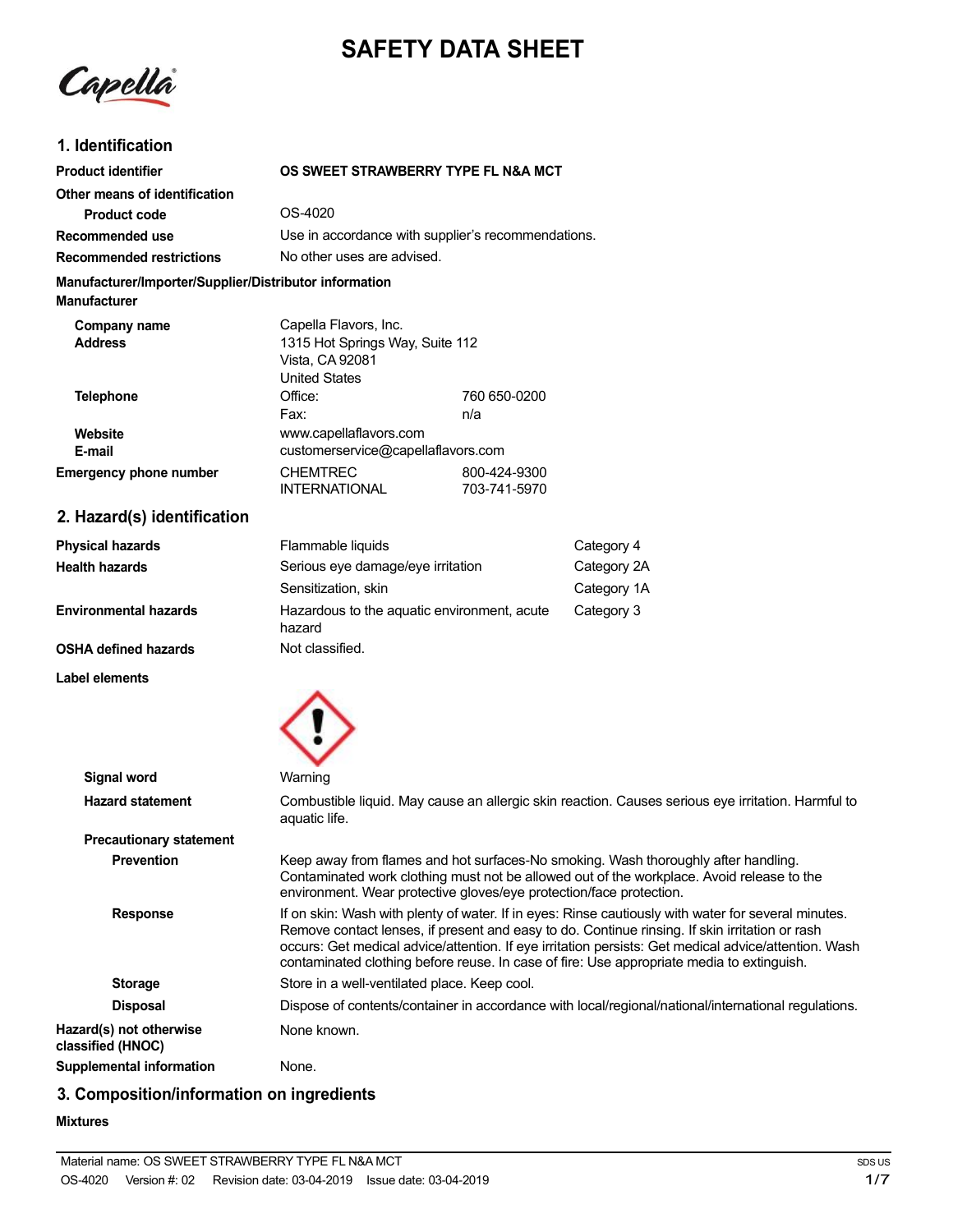# SAFETY DATA SHEET

## 1. Identification

| | |
|---|---|
| **Product identifier** | **OS SWEET STRAWBERRY TYPE FL N&A MCT** |
| **Other means of identification** | |
| **Product code** | OS-4020 |
| **Recommended use** | Use in accordance with supplier's recommendations. |
| **Recommended restrictions** | No other uses are advised. |

**Manufacturer/Importer/Supplier/Distributor information**

**Manufacturer**

| | | |
|---|---|---|
| **Company name** | Capella Flavors, Inc. | |
| **Address** | 1315 Hot Springs Way, Suite 112<br>Vista, CA 92081<br>United States | |
| **Telephone** | Office: | 760 650-0200 |
| | Fax: | n/a |
| **Website** | www.capellaflavors.com | |
| **E-mail** | customerservice@capellaflavors.com | |
| **Emergency phone number** | CHEMTREC | 800-424-9300 |
| | INTERNATIONAL | 703-741-5970 |

## 2. Hazard(s) identification

| | | |
|---|---|---|
| **Physical hazards** | Flammable liquids | Category 4 |
| **Health hazards** | Serious eye damage/eye irritation | Category 2A |
| | Sensitization, skin | Category 1A |
| **Environmental hazards** | Hazardous to the aquatic environment, acute hazard | Category 3 |
| **OSHA defined hazards** | Not classified. | |

**Label elements**

**Signal word** Warning

**Hazard statement** Combustible liquid. May cause an allergic skin reaction. Causes serious eye irritation. Harmful to aquatic life.

**Precautionary statement**

**Prevention** Keep away from flames and hot surfaces-No smoking. Wash thoroughly after handling. Contaminated work clothing must not be allowed out of the workplace. Avoid release to the environment. Wear protective gloves/eye protection/face protection.

**Response** If on skin: Wash with plenty of water. If in eyes: Rinse cautiously with water for several minutes. Remove contact lenses, if present and easy to do. Continue rinsing. If skin irritation or rash occurs: Get medical advice/attention. If eye irritation persists: Get medical advice/attention. Wash contaminated clothing before reuse. In case of fire: Use appropriate media to extinguish.

**Storage** Store in a well-ventilated place. Keep cool.

**Disposal** Dispose of contents/container in accordance with local/regional/national/international regulations.

**Hazard(s) not otherwise classified (HNOC)** None known.

**Supplemental information** None.

## 3. Composition/information on ingredients

**Mixtures**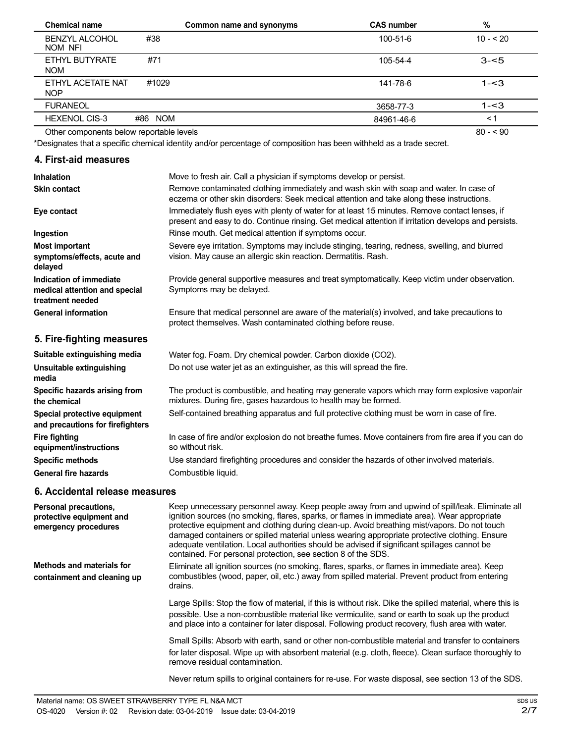| Chemical name | Common name and synonyms | CAS number | % |
|---|---|---|---|
| BENZYL ALCOHOL NOM NFI | #38 | 100-51-6 | 10 - < 20 |
| ETHYL BUTYRATE NOM | #71 | 105-54-4 | 3-<5 |
| ETHYL ACETATE NAT NOP | #1029 | 141-78-6 | 1-<3 |
| FURANEOL | | 3658-77-3 | 1-<3 |
| HEXENOL CIS-3 | #86 NOM | 84961-46-6 | <1 |
| Other components below reportable levels | | | 80 - < 90 |

*Designates that a specific chemical identity and/or percentage of composition has been withheld as a trade secret.

## 4. First-aid measures

**Inhalation**
Move to fresh air. Call a physician if symptoms develop or persist.

**Skin contact**
Remove contaminated clothing immediately and wash skin with soap and water. In case of eczema or other skin disorders: Seek medical attention and take along these instructions.

**Eye contact**
Immediately flush eyes with plenty of water for at least 15 minutes. Remove contact lenses, if present and easy to do. Continue rinsing. Get medical attention if irritation develops and persists.

**Ingestion**
Rinse mouth. Get medical attention if symptoms occur.

**Most important symptoms/effects, acute and delayed**
Severe eye irritation. Symptoms may include stinging, tearing, redness, swelling, and blurred vision. May cause an allergic skin reaction. Dermatitis. Rash.

**Indication of immediate medical attention and special treatment needed**
Provide general supportive measures and treat symptomatically. Keep victim under observation. Symptoms may be delayed.

**General information**
Ensure that medical personnel are aware of the material(s) involved, and take precautions to protect themselves. Wash contaminated clothing before reuse.

## 5. Fire-fighting measures

**Suitable extinguishing media**
Water fog. Foam. Dry chemical powder. Carbon dioxide ($CO_2$).

**Unsuitable extinguishing media**
Do not use water jet as an extinguisher, as this will spread the fire.

**Specific hazards arising from the chemical**
The product is combustible, and heating may generate vapors which may form explosive vapor/air mixtures. During fire, gases hazardous to health may be formed.

**Special protective equipment and precautions for firefighters**
Self-contained breathing apparatus and full protective clothing must be worn in case of fire.

**Fire fighting equipment/instructions**
In case of fire and/or explosion do not breathe fumes. Move containers from fire area if you can do so without risk.

**Specific methods**
Use standard firefighting procedures and consider the hazards of other involved materials.

**General fire hazards**
Combustible liquid.

## 6. Accidental release measures

**Personal precautions, protective equipment and emergency procedures**
Keep unnecessary personnel away. Keep people away from and upwind of spill/leak. Eliminate all ignition sources (no smoking, flares, sparks, or flames in immediate area). Wear appropriate protective equipment and clothing during clean-up. Avoid breathing mist/vapors. Do not touch damaged containers or spilled material unless wearing appropriate protective clothing. Ensure adequate ventilation. Local authorities should be advised if significant spillages cannot be contained. For personal protection, see section 8 of the SDS.

**Methods and materials for containment and cleaning up**
Eliminate all ignition sources (no smoking, flares, sparks, or flames in immediate area). Keep combustibles (wood, paper, oil, etc.) away from spilled material. Prevent product from entering drains.

Large Spills: Stop the flow of material, if this is without risk. Dike the spilled material, where this is possible. Use a non-combustible material like vermiculite, sand or earth to soak up the product and place into a container for later disposal. Following product recovery, flush area with water.

Small Spills: Absorb with earth, sand or other non-combustible material and transfer to containers for later disposal. Wipe up with absorbent material (e.g. cloth, fleece). Clean surface thoroughly to remove residual contamination.

Never return spills to original containers for re-use. For waste disposal, see section 13 of the SDS.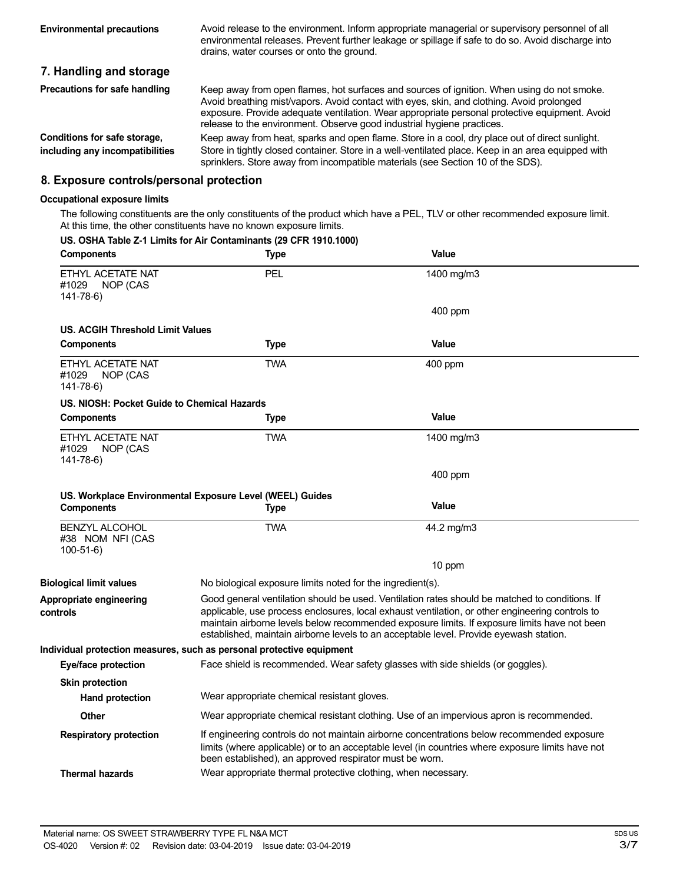**Environmental precautions**

Avoid release to the environment. Inform appropriate managerial or supervisory personnel of all environmental releases. Prevent further leakage or spillage if safe to do so. Avoid discharge into drains, water courses or onto the ground.

## 7. Handling and storage

**Precautions for safe handling**

Keep away from open flames, hot surfaces and sources of ignition. When using do not smoke. Avoid breathing mist/vapors. Avoid contact with eyes, skin, and clothing. Avoid prolonged exposure. Provide adequate ventilation. Wear appropriate personal protective equipment. Avoid release to the environment. Observe good industrial hygiene practices.

**Conditions for safe storage, including any incompatibilities**

Keep away from heat, sparks and open flame. Store in a cool, dry place out of direct sunlight. Store in tightly closed container. Store in a well-ventilated place. Keep in an area equipped with sprinklers. Store away from incompatible materials (see Section 10 of the SDS).

## 8. Exposure controls/personal protection

**Occupational exposure limits**

The following constituents are the only constituents of the product which have a PEL, TLV or other recommended exposure limit. At this time, the other constituents have no known exposure limits.

**US. OSHA Table Z-1 Limits for Air Contaminants (29 CFR 1910.1000)**

| Components | Type | Value |
|---|---|---|
| ETHYL ACETATE NAT #1029 NOP (CAS 141-78-6) | PEL | 1400 mg/m3 |
| | | 400 ppm |

**US. ACGIH Threshold Limit Values**

| Components | Type | Value |
|---|---|---|
| ETHYL ACETATE NAT #1029 NOP (CAS 141-78-6) | TWA | 400 ppm |

**US. NIOSH: Pocket Guide to Chemical Hazards**

| Components | Type | Value |
|---|---|---|
| ETHYL ACETATE NAT #1029 NOP (CAS 141-78-6) | TWA | 1400 mg/m3 |
| | | 400 ppm |

**US. Workplace Environmental Exposure Level (WEEL) Guides**

| Components | Type | Value |
|---|---|---|
| BENZYL ALCOHOL #38 NOM NFI (CAS 100-51-6) | TWA | 44.2 mg/m3 |
| | | 10 ppm |

**Biological limit values**

No biological exposure limits noted for the ingredient(s).

**Appropriate engineering controls**

Good general ventilation should be used. Ventilation rates should be matched to conditions. If applicable, use process enclosures, local exhaust ventilation, or other engineering controls to maintain airborne levels below recommended exposure limits. If exposure limits have not been established, maintain airborne levels to an acceptable level. Provide eyewash station.

**Individual protection measures, such as personal protective equipment**

**Eye/face protection**

Face shield is recommended. Wear safety glasses with side shields (or goggles).

**Skin protection**

**Hand protection**

Wear appropriate chemical resistant gloves.

**Other**

Wear appropriate chemical resistant clothing. Use of an impervious apron is recommended.

**Respiratory protection**

If engineering controls do not maintain airborne concentrations below recommended exposure limits (where applicable) or to an acceptable level (in countries where exposure limits have not been established), an approved respirator must be worn.

**Thermal hazards**

Wear appropriate thermal protective clothing, when necessary.

Material name: OS SWEET STRAWBERRY TYPE FL N&A MCT

OS-4020 Version #: 02 Revision date: 03-04-2019 Issue date: 03-04-2019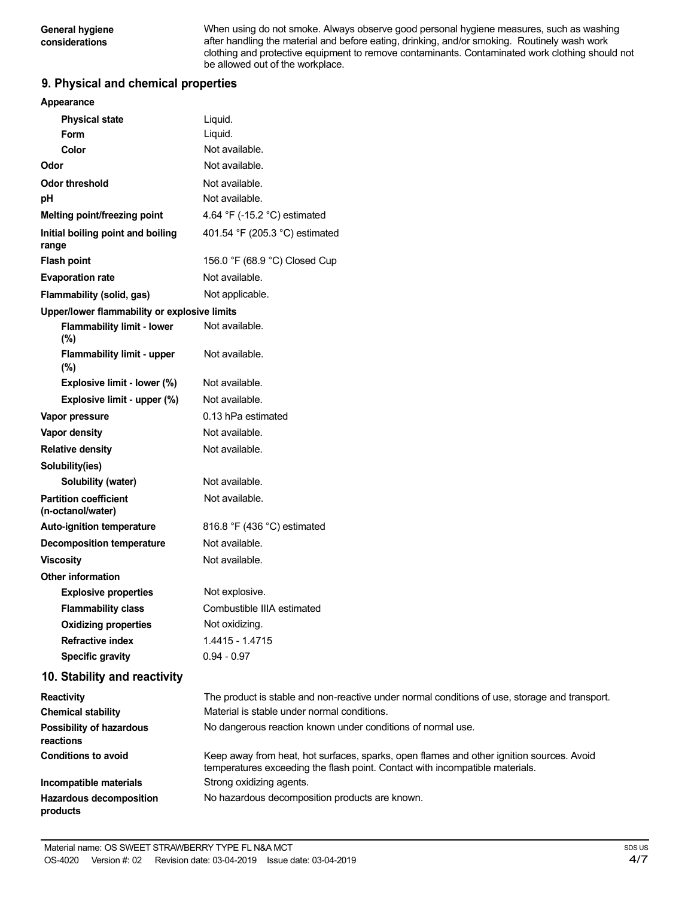| | |
|---|---|
| **General hygiene considerations** | When using do not smoke. Always observe good personal hygiene measures, such as washing after handling the material and before eating, drinking, and/or smoking. Routinely wash work clothing and protective equipment to remove contaminants. Contaminated work clothing should not be allowed out of the workplace. |

## 9. Physical and chemical properties

| | |
|---|---|
| **Appearance** | |
| **Physical state** | Liquid. |
| **Form** | Liquid. |
| **Color** | Not available. |
| **Odor** | Not available. |
| **Odor threshold** | Not available. |
| **pH** | Not available. |
| **Melting point/freezing point** | 4.64 °F (-15.2 °C) estimated |
| **Initial boiling point and boiling range** | 401.54 °F (205.3 °C) estimated |
| **Flash point** | 156.0 °F (68.9 °C) Closed Cup |
| **Evaporation rate** | Not available. |
| **Flammability (solid, gas)** | Not applicable. |
| **Upper/lower flammability or explosive limits** | |
| **Flammability limit - lower (%)** | Not available. |
| **Flammability limit - upper (%)** | Not available. |
| **Explosive limit - lower (%)** | Not available. |
| **Explosive limit - upper (%)** | Not available. |
| **Vapor pressure** | 0.13 hPa estimated |
| **Vapor density** | Not available. |
| **Relative density** | Not available. |
| **Solubility(ies)** | |
| **Solubility (water)** | Not available. |
| **Partition coefficient (n-octanol/water)** | Not available. |
| **Auto-ignition temperature** | 816.8 °F (436 °C) estimated |
| **Decomposition temperature** | Not available. |
| **Viscosity** | Not available. |
| **Other information** | |
| **Explosive properties** | Not explosive. |
| **Flammability class** | Combustible IIIA estimated |
| **Oxidizing properties** | Not oxidizing. |
| **Refractive index** | 1.4415 - 1.4715 |
| **Specific gravity** | 0.94 - 0.97 |

## 10. Stability and reactivity

| | |
|---|---|
| **Reactivity** | The product is stable and non-reactive under normal conditions of use, storage and transport. |
| **Chemical stability** | Material is stable under normal conditions. |
| **Possibility of hazardous reactions** | No dangerous reaction known under conditions of normal use. |
| **Conditions to avoid** | Keep away from heat, hot surfaces, sparks, open flames and other ignition sources. Avoid temperatures exceeding the flash point. Contact with incompatible materials. |
| **Incompatible materials** | Strong oxidizing agents. |
| **Hazardous decomposition products** | No hazardous decomposition products are known. |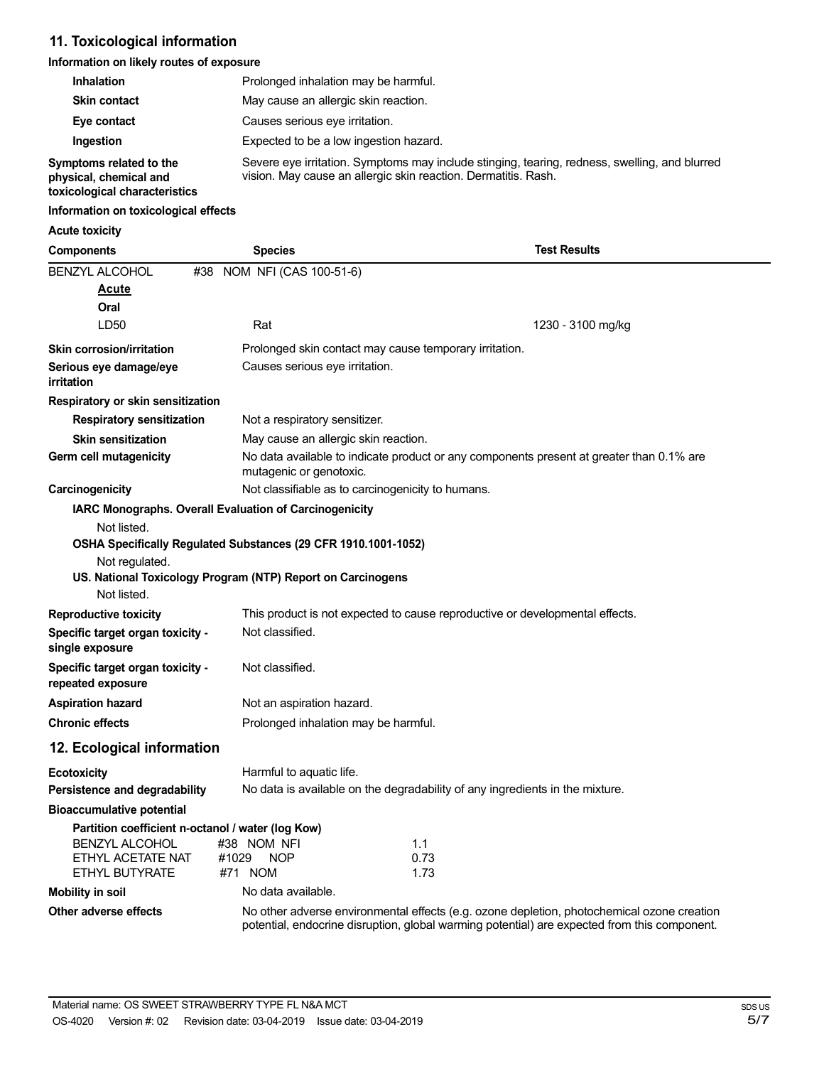## 11. Toxicological information

**Information on likely routes of exposure**

| | |
|---|---|
| **Inhalation** | Prolonged inhalation may be harmful. |
| **Skin contact** | May cause an allergic skin reaction. |
| **Eye contact** | Causes serious eye irritation. |
| **Ingestion** | Expected to be a low ingestion hazard. |
| **Symptoms related to the physical, chemical and toxicological characteristics** | Severe eye irritation. Symptoms may include stinging, tearing, redness, swelling, and blurred vision. May cause an allergic skin reaction. Dermatitis. Rash. |

**Information on toxicological effects**

**Acute toxicity**

| Components | Species | Test Results |
|---|---|---|
| BENZYL ALCOHOL #38 NOM NFI (CAS 100-51-6) | | |
| ***Acute*** | | |
| **Oral** | | |
| LD50 | Rat | 1230 - 3100 mg/kg |

| | |
|---|---|
| **Skin corrosion/irritation** | Prolonged skin contact may cause temporary irritation. |
| **Serious eye damage/eye irritation** | Causes serious eye irritation. |

**Respiratory or skin sensitization**

| | |
|---|---|
| **Respiratory sensitization** | Not a respiratory sensitizer. |
| **Skin sensitization** | May cause an allergic skin reaction. |
| **Germ cell mutagenicity** | No data available to indicate product or any components present at greater than 0.1% are mutagenic or genotoxic. |
| **Carcinogenicity** | Not classifiable as to carcinogenicity to humans. |

**IARC Monographs. Overall Evaluation of Carcinogenicity**

Not listed.

**OSHA Specifically Regulated Substances (29 CFR 1910.1001-1052)**

Not regulated.

**US. National Toxicology Program (NTP) Report on Carcinogens**

Not listed.

| | |
|---|---|
| **Reproductive toxicity** | This product is not expected to cause reproductive or developmental effects. |
| **Specific target organ toxicity - single exposure** | Not classified. |
| **Specific target organ toxicity - repeated exposure** | Not classified. |
| **Aspiration hazard** | Not an aspiration hazard. |
| **Chronic effects** | Prolonged inhalation may be harmful. |

## 12. Ecological information

| | |
|---|---|
| **Ecotoxicity** | Harmful to aquatic life. |
| **Persistence and degradability** | No data is available on the degradability of any ingredients in the mixture. |

**Bioaccumulative potential**

**Partition coefficient n-octanol / water (log Kow)**

| | |
|---|---|
| BENZYL ALCOHOL #38 NOM NFI | 1.1 |
| ETHYL ACETATE NAT #1029 NOP | 0.73 |
| ETHYL BUTYRATE #71 NOM | 1.73 |

| | |
|---|---|
| **Mobility in soil** | No data available. |
| **Other adverse effects** | No other adverse environmental effects (e.g. ozone depletion, photochemical ozone creation potential, endocrine disruption, global warming potential) are expected from this component. |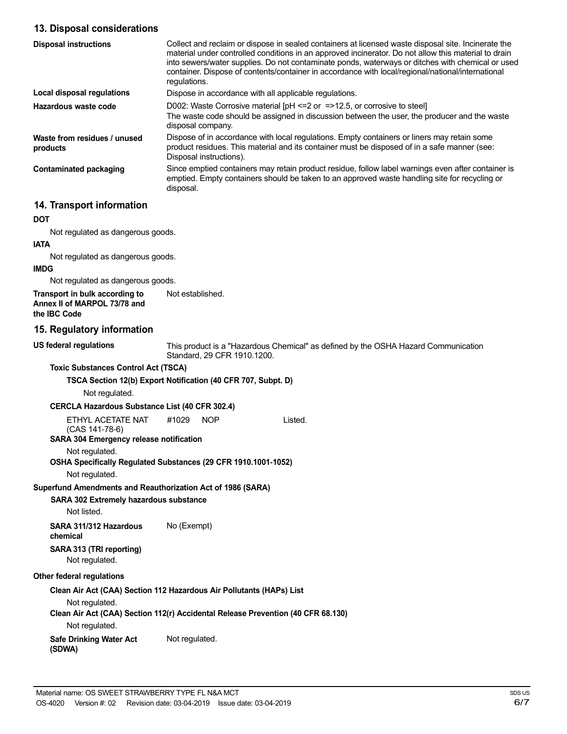## 13. Disposal considerations

| | |
|---|---|
| **Disposal instructions** | Collect and reclaim or dispose in sealed containers at licensed waste disposal site. Incinerate the material under controlled conditions in an approved incinerator. Do not allow this material to drain into sewers/water supplies. Do not contaminate ponds, waterways or ditches with chemical or used container. Dispose of contents/container in accordance with local/regional/national/international regulations. |
| **Local disposal regulations** | Dispose in accordance with all applicable regulations. |
| **Hazardous waste code** | D002: Waste Corrosive material [pH <=2 or =>12.5, or corrosive to steel] The waste code should be assigned in discussion between the user, the producer and the waste disposal company. |
| **Waste from residues / unused products** | Dispose of in accordance with local regulations. Empty containers or liners may retain some product residues. This material and its container must be disposed of in a safe manner (see: Disposal instructions). |
| **Contaminated packaging** | Since emptied containers may retain product residue, follow label warnings even after container is emptied. Empty containers should be taken to an approved waste handling site for recycling or disposal. |

## 14. Transport information

**DOT**

Not regulated as dangerous goods.

**IATA**

Not regulated as dangerous goods.

**IMDG**

Not regulated as dangerous goods.

**Transport in bulk according to Annex II of MARPOL 73/78 and the IBC Code** Not established.

## 15. Regulatory information

**US federal regulations** This product is a "Hazardous Chemical" as defined by the OSHA Hazard Communication Standard, 29 CFR 1910.1200.

**Toxic Substances Control Act (TSCA)**

**TSCA Section 12(b) Export Notification (40 CFR 707, Subpt. D)**

Not regulated.

**CERCLA Hazardous Substance List (40 CFR 302.4)**

ETHYL ACETATE NAT #1029 NOP (CAS 141-78-6) Listed.

**SARA 304 Emergency release notification**

Not regulated.

**OSHA Specifically Regulated Substances (29 CFR 1910.1001-1052)**

Not regulated.

**Superfund Amendments and Reauthorization Act of 1986 (SARA)**

**SARA 302 Extremely hazardous substance**

Not listed.

**SARA 311/312 Hazardous chemical** No (Exempt)

**SARA 313 (TRI reporting)**

Not regulated.

**Other federal regulations**

**Clean Air Act (CAA) Section 112 Hazardous Air Pollutants (HAPs) List**

Not regulated.

**Clean Air Act (CAA) Section 112(r) Accidental Release Prevention (40 CFR 68.130)**

Not regulated.

**Safe Drinking Water Act (SDWA)** Not regulated.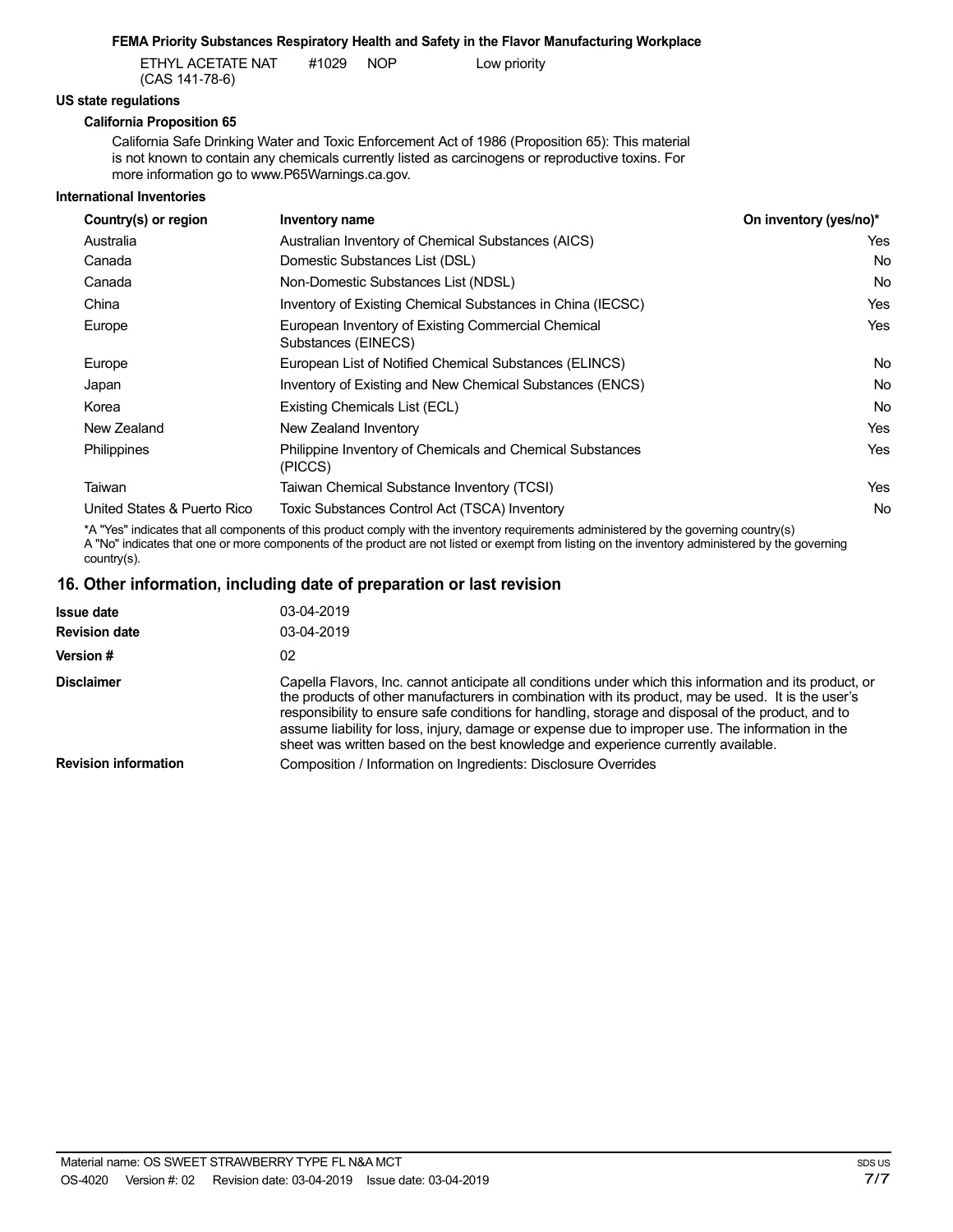**FEMA Priority Substances Respiratory Health and Safety in the Flavor Manufacturing Workplace**

| | | | |
|---|---|---|---|
| ETHYL ACETATE NAT (CAS 141-78-6) | #1029 | NOP | Low priority |

**US state regulations**

**California Proposition 65**

California Safe Drinking Water and Toxic Enforcement Act of 1986 (Proposition 65): This material is not known to contain any chemicals currently listed as carcinogens or reproductive toxins. For more information go to www.P65Warnings.ca.gov.

**International Inventories**

| Country(s) or region | Inventory name | On inventory (yes/no)* |
|---|---|---|
| Australia | Australian Inventory of Chemical Substances (AICS) | Yes |
| Canada | Domestic Substances List (DSL) | No |
| Canada | Non-Domestic Substances List (NDSL) | No |
| China | Inventory of Existing Chemical Substances in China (IECSC) | Yes |
| Europe | European Inventory of Existing Commercial Chemical Substances (EINECS) | Yes |
| Europe | European List of Notified Chemical Substances (ELINCS) | No |
| Japan | Inventory of Existing and New Chemical Substances (ENCS) | No |
| Korea | Existing Chemicals List (ECL) | No |
| New Zealand | New Zealand Inventory | Yes |
| Philippines | Philippine Inventory of Chemicals and Chemical Substances (PICCS) | Yes |
| Taiwan | Taiwan Chemical Substance Inventory (TCSI) | Yes |
| United States & Puerto Rico | Toxic Substances Control Act (TSCA) Inventory | No |

*A "Yes" indicates that all components of this product comply with the inventory requirements administered by the governing country(s)
A "No" indicates that one or more components of the product are not listed or exempt from listing on the inventory administered by the governing country(s).

## 16. Other information, including date of preparation or last revision

**Issue date** 03-04-2019

**Revision date** 03-04-2019

**Version #** 02

**Disclaimer** Capella Flavors, Inc. cannot anticipate all conditions under which this information and its product, or the products of other manufacturers in combination with its product, may be used. It is the user's responsibility to ensure safe conditions for handling, storage and disposal of the product, and to assume liability for loss, injury, damage or expense due to improper use. The information in the sheet was written based on the best knowledge and experience currently available.

**Revision information** Composition / Information on Ingredients: Disclosure Overrides